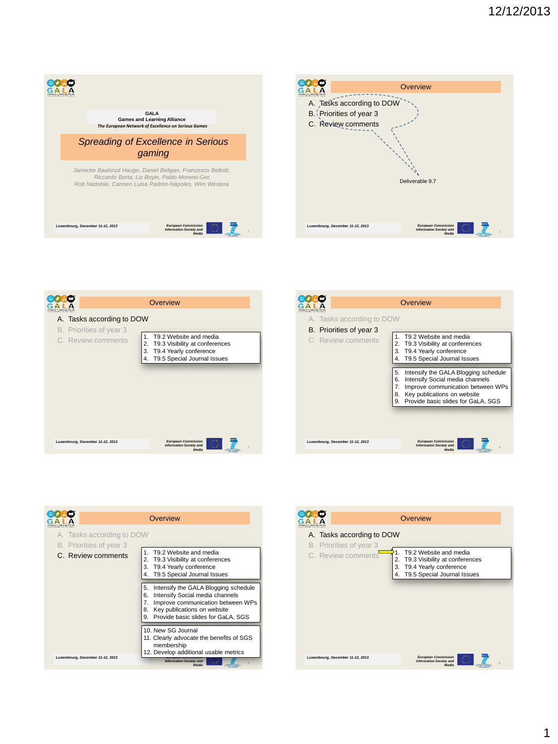12/12/2013

GALA
Games and Learning Alliance
*The European Network of Excellence on Serious Games*

# Spreading of Excellence in Serious gaming

*Jannicke Baalsrud Hauge, Daniel Beligan, Francesco Bellotti, Riccardo Berta, Liz Boyle, Pablo Moreno-Ger, Rob Nadolski, Carmen Luisa Padrón-Nápoles, Wim Westera*

*Luxembourg, December 11-12, 2013*

---

## Overview

A. Tasks according to DOW
B. Priorities of year 3
C. Review comments

Deliverable 9.7

---

## Overview

A. Tasks according to DOW
B. Priorities of year 3
C. Review comments

1. T9.2 Website and media
2. T9.3 Visibility at conferences
3. T9.4 Yearly conference
4. T9.5 Special Journal Issues

---

## Overview

A. Tasks according to DOW
B. Priorities of year 3
C. Review comments

1. T9.2 Website and media
2. T9.3 Visibility at conferences
3. T9.4 Yearly conference
4. T9.5 Special Journal Issues

5. Intensify the GALA Blogging schedule
6. Intensify Social media channels
7. Improve communication between WPs
8. Key publications on website
9. Provide basic slides for GaLA, SGS

---

## Overview

A. Tasks according to DOW
B. Priorities of year 3
C. Review comments

1. T9.2 Website and media
2. T9.3 Visibility at conferences
3. T9.4 Yearly conference
4. T9.5 Special Journal Issues

5. Intensify the GALA Blogging schedule
6. Intensify Social media channels
7. Improve communication between WPs
8. Key publications on website
9. Provide basic slides for GaLA, SGS

10. New SG Journal
11. Clearly advocate the benefits of SGS membership
12. Develop additional usable metrics

---

## Overview

A. Tasks according to DOW
B. Priorities of year 3
C. Review comments

1. T9.2 Website and media
2. T9.3 Visibility at conferences
3. T9.4 Yearly conference
4. T9.5 Special Journal Issues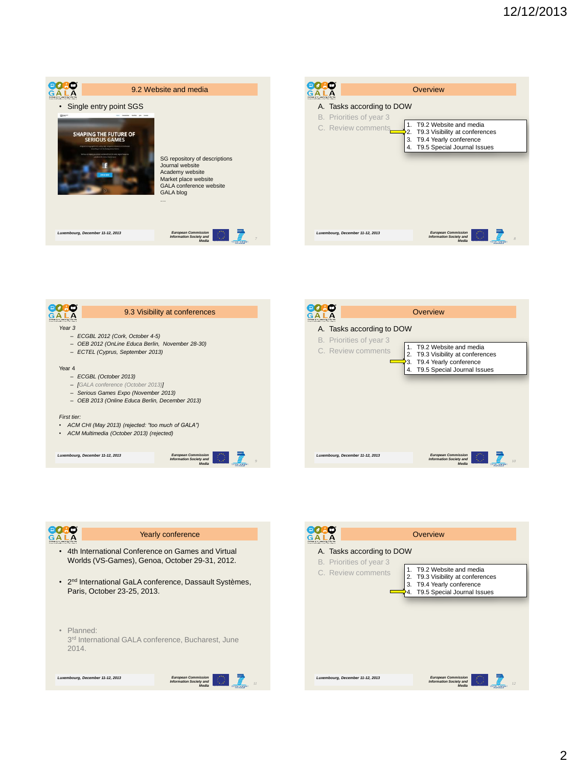## 9.2 Website and media

- Single entry point SGS

SHAPING THE FUTURE OF SERIOUS GAMES

SG repository of descriptions
Journal website
Academy website
Market place website
GALA conference website
GALA blog
…

*Luxembourg, December 11-12, 2013*

## Overview

A. Tasks according to DOW
B. Priorities of year 3
C. Review comments

1. T9.2 Website and media
2. T9.3 Visibility at conferences
3. T9.4 Yearly conference
4. T9.5 Special Journal Issues

*Luxembourg, December 11-12, 2013*

## 9.3 Visibility at conferences

*Year 3*

- *ECGBL 2012 (Cork, October 4-5)*
- *OEB 2012 (OnLine Educa Berlin, November 28-30)*
- *ECTEL (Cyprus, September 2013)*

Year 4

- *ECGBL (October 2013)*
- *[GALA conference (October 2013)]*
- *Serious Games Expo (November 2013)*
- *OEB 2013 (Online Educa Berlin, December 2013)*

*First tier:*

- *ACM CHI (May 2013) (rejected: "too much of GALA")*
- *ACM Multimedia (October 2013) (rejected)*

*Luxembourg, December 11-12, 2013*

## Overview

A. Tasks according to DOW
B. Priorities of year 3
C. Review comments

1. T9.2 Website and media
2. T9.3 Visibility at conferences
3. T9.4 Yearly conference
4. T9.5 Special Journal Issues

*Luxembourg, December 11-12, 2013*

## Yearly conference

- 4th International Conference on Games and Virtual Worlds (VS-Games), Genoa, October 29-31, 2012.
- 2nd International GaLA conference, Dassault Systèmes, Paris, October 23-25, 2013.
- Planned:
  3rd International GALA conference, Bucharest, June 2014.

*Luxembourg, December 11-12, 2013*

## Overview

A. Tasks according to DOW
B. Priorities of year 3
C. Review comments

1. T9.2 Website and media
2. T9.3 Visibility at conferences
3. T9.4 Yearly conference
4. T9.5 Special Journal Issues

*Luxembourg, December 11-12, 2013*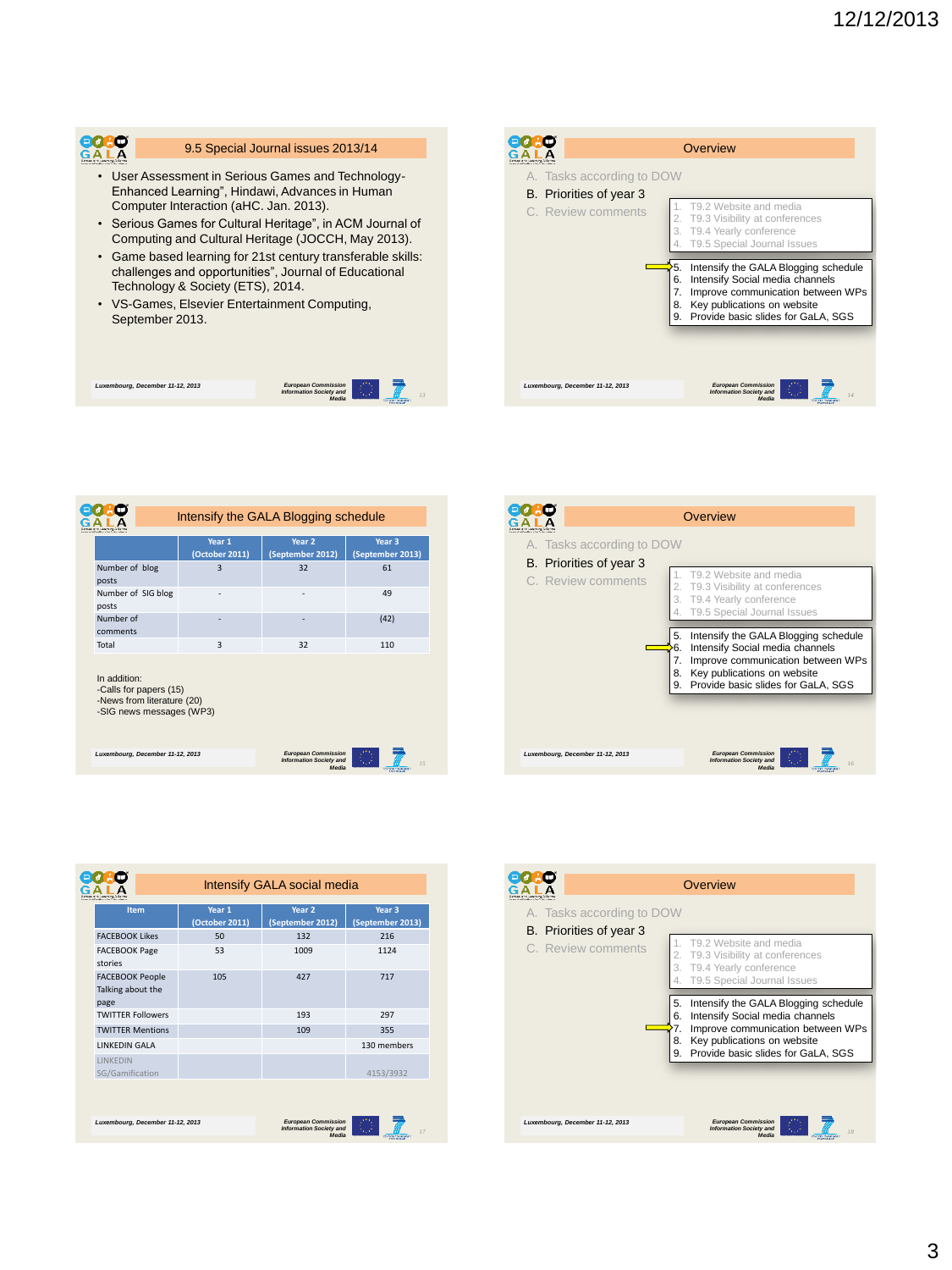## 9.5 Special Journal issues 2013/14

- User Assessment in Serious Games and Technology-Enhanced Learning", Hindawi, Advances in Human Computer Interaction (aHC. Jan. 2013).
- Serious Games for Cultural Heritage", in ACM Journal of Computing and Cultural Heritage (JOCCH, May 2013).
- Game based learning for 21st century transferable skills: challenges and opportunities", Journal of Educational Technology & Society (ETS), 2014.
- VS-Games, Elsevier Entertainment Computing, September 2013.

## Overview

A. Tasks according to DOW
B. Priorities of year 3
C. Review comments

1. T9.2 Website and media
2. T9.3 Visibility at conferences
3. T9.4 Yearly conference
4. T9.5 Special Journal Issues

5. Intensify the GALA Blogging schedule ⇐
6. Intensify Social media channels
7. Improve communication between WPs
8. Key publications on website
9. Provide basic slides for GaLA, SGS

## Intensify the GALA Blogging schedule

| | Year 1 (October 2011) | Year 2 (September 2012) | Year 3 (September 2013) |
|---|---|---|---|
| Number of blog posts | 3 | 32 | 61 |
| Number of SIG blog posts | - | - | 49 |
| Number of comments | - | - | (42) |
| Total | 3 | 32 | 110 |

In addition:
-Calls for papers (15)
-News from literature (20)
-SIG news messages (WP3)

## Overview

A. Tasks according to DOW
B. Priorities of year 3
C. Review comments

1. T9.2 Website and media
2. T9.3 Visibility at conferences
3. T9.4 Yearly conference
4. T9.5 Special Journal Issues

5. Intensify the GALA Blogging schedule
6. Intensify Social media channels ⇐
7. Improve communication between WPs
8. Key publications on website
9. Provide basic slides for GaLA, SGS

## Intensify GALA social media

| Item | Year 1 (October 2011) | Year 2 (September 2012) | Year 3 (September 2013) |
|---|---|---|---|
| FACEBOOK Likes | 50 | 132 | 216 |
| FACEBOOK Page stories | 53 | 1009 | 1124 |
| FACEBOOK People Talking about the page | 105 | 427 | 717 |
| TWITTER Followers | | 193 | 297 |
| TWITTER Mentions | | 109 | 355 |
| LINKEDIN GALA | | | 130 members |
| LINKEDIN SG/Gamification | | | 4153/3932 |

## Overview

A. Tasks according to DOW
B. Priorities of year 3
C. Review comments

1. T9.2 Website and media
2. T9.3 Visibility at conferences
3. T9.4 Yearly conference
4. T9.5 Special Journal Issues

5. Intensify the GALA Blogging schedule
6. Intensify Social media channels
7. Improve communication between WPs ⇐
8. Key publications on website
9. Provide basic slides for GaLA, SGS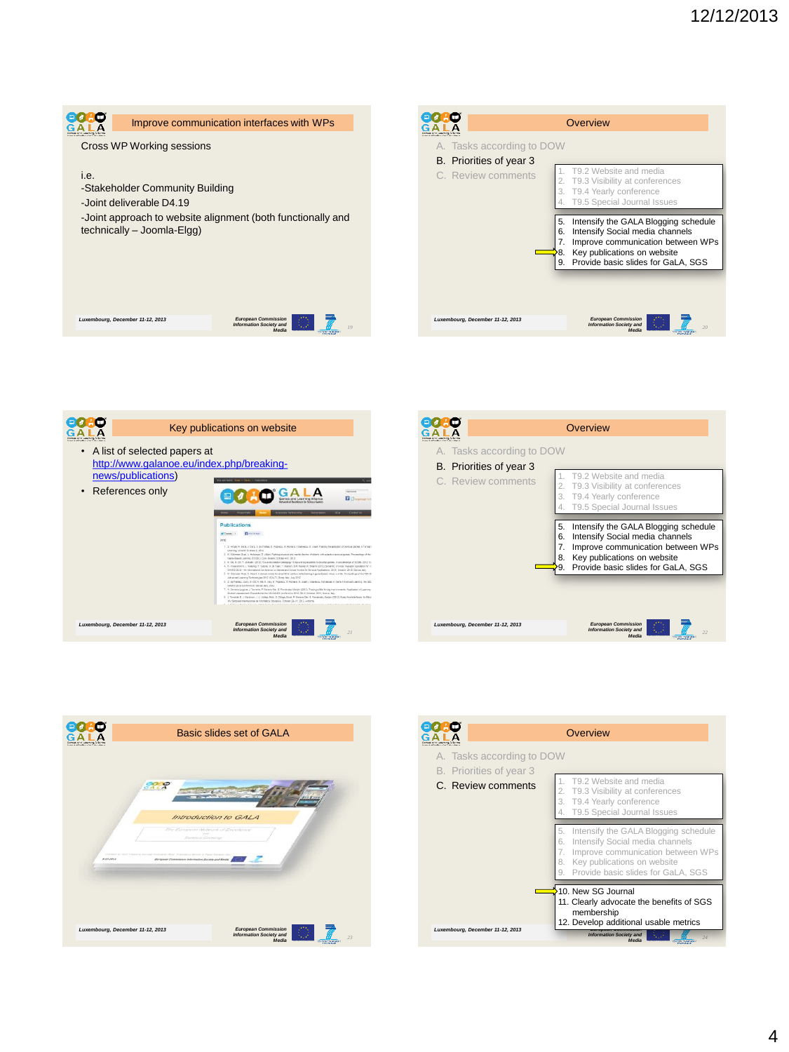## Improve communication interfaces with WPs

Cross WP Working sessions

i.e.
- Stakeholder Community Building
- Joint deliverable D4.19
- Joint approach to website alignment (both functionally and technically – Joomla-Elgg)

Luxembourg, December 11-12, 2013

European Commission Information Society and Media

## Overview

A. Tasks according to DOW
B. Priorities of year 3
C. Review comments

1. T9.2 Website and media
2. T9.3 Visibility at conferences
3. T9.4 Yearly conference
4. T9.5 Special Journal Issues

5. Intensify the GALA Blogging schedule
6. Intensify Social media channels
7. Improve communication between WPs
8. Key publications on website
9. Provide basic slides for GaLA, SGS

Luxembourg, December 11-12, 2013

European Commission Information Society and Media

## Key publications on website

- A list of selected papers at http://www.galanoe.eu/index.php/breaking-news/publications)
- References only

Luxembourg, December 11-12, 2013

European Commission Information Society and Media

## Overview

A. Tasks according to DOW
B. Priorities of year 3
C. Review comments

1. T9.2 Website and media
2. T9.3 Visibility at conferences
3. T9.4 Yearly conference
4. T9.5 Special Journal Issues

5. Intensify the GALA Blogging schedule
6. Intensify Social media channels
7. Improve communication between WPs
8. Key publications on website
9. Provide basic slides for GaLA, SGS

Luxembourg, December 11-12, 2013

European Commission Information Society and Media

## Basic slides set of GALA

Introduction to GALA

Luxembourg, December 11-12, 2013

European Commission Information Society and Media

## Overview

A. Tasks according to DOW
B. Priorities of year 3
C. Review comments

1. T9.2 Website and media
2. T9.3 Visibility at conferences
3. T9.4 Yearly conference
4. T9.5 Special Journal Issues

5. Intensify the GALA Blogging schedule
6. Intensify Social media channels
7. Improve communication between WPs
8. Key publications on website
9. Provide basic slides for GaLA, SGS

10. New SG Journal
11. Clearly advocate the benefits of SGS membership
12. Develop additional usable metrics

Luxembourg, December 11-12, 2013

European Commission Information Society and Media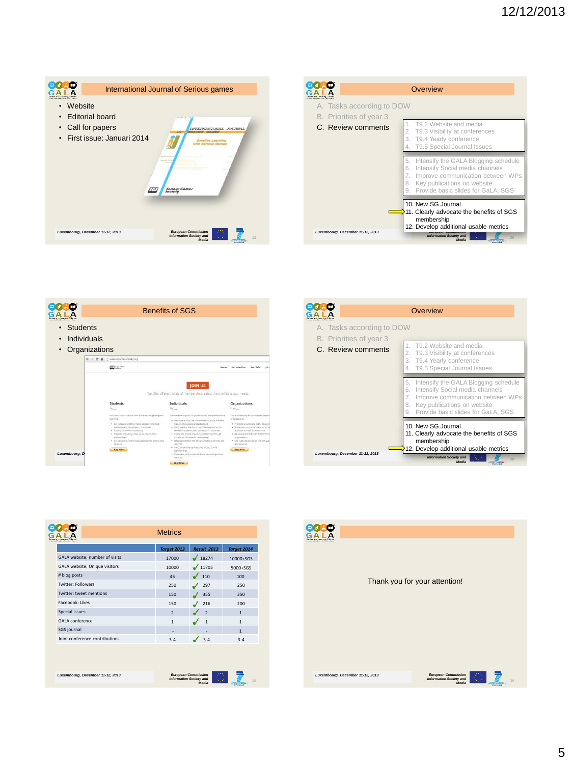## International Journal of Serious games

- Website
- Editorial board
- Call for papers
- First issue: Januari 2014

## Overview

A. Tasks according to DOW
B. Priorities of year 3
C. Review comments

1. T9.2 Website and media
2. T9.3 Visibility at conferences
3. T9.4 Yearly conference
4. T9.5 Special Journal Issues

5. Intensify the GALA Blogging schedule
6. Intensify Social media channels
7. Improve communication between WPs
8. Key publications on website
9. Provide basic slides for GaLA, SGS

10. New SG Journal
11. Clearly advocate the benefits of SGS membership
12. Develop additional usable metrics

## Benefits of SGS

- Students
- Individuals
- Organizations

## Overview

A. Tasks according to DOW
B. Priorities of year 3
C. Review comments

1. T9.2 Website and media
2. T9.3 Visibility at conferences
3. T9.4 Yearly conference
4. T9.5 Special Journal Issues

5. Intensify the GALA Blogging schedule
6. Intensify Social media channels
7. Improve communication between WPs
8. Key publications on website
9. Provide basic slides for GaLA, SGS

10. New SG Journal
11. Clearly advocate the benefits of SGS membership
12. Develop additional usable metrics

## Metrics

| | Target 2013 | Result 2013 | Target 2014 |
|---|---|---|---|
| GALA website: number of visits | 17000 | ✓ 18274 | 10000+SGS |
| GALA website: Unique visitors | 10000 | ✓ 11705 | 5000+SGS |
| # blog posts | 45 | ✓ 110 | 100 |
| Twitter: Followers | 250 | ✓ 297 | 250 |
| Twitter: tweet mentions | 150 | ✓ 355 | 350 |
| Facebook: Likes | 150 | ✓ 216 | 200 |
| Special issues | 2 | ✓ 2 | 1 |
| GALA conference | 1 | ✓ 1 | 1 |
| SGS journal | - | - | 1 |
| Joint conference contributions | 3-4 | ✓ 3-4 | 3-4 |

Thank you for your attention!